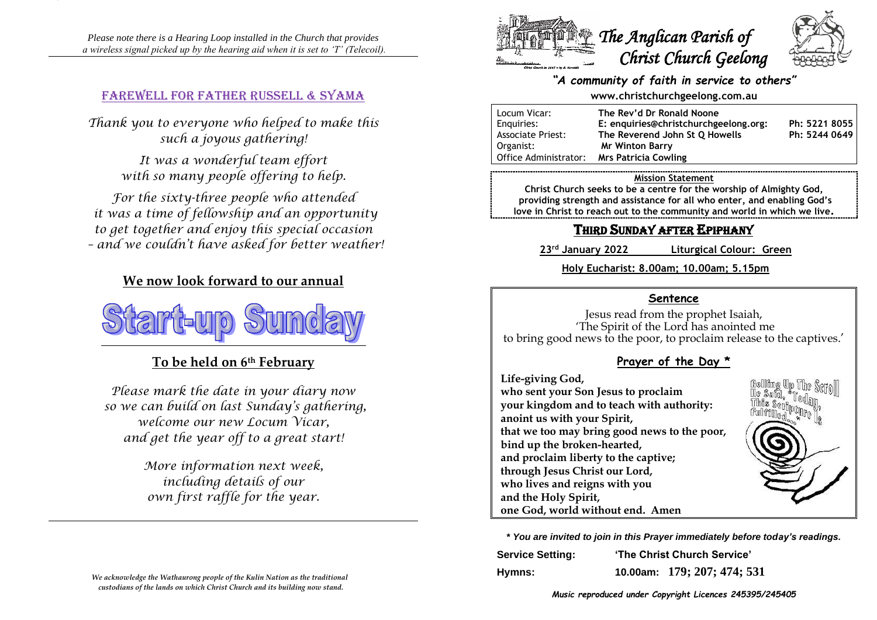*Please note there is a Hearing Loop installed in the Church that provides a wireless signal picked up by the hearing aid when it is set to 'T' (Telecoil).*

## FAREWELL FOR FATHER RUSSELL & SYAMA

*Thank you to everyone who helped to make this such a joyous gathering!*

*It was a wonderful team effort with so many people offering to help.*

*For the sixty-three people who attended it was a time of fellowship and an opportunity to get together and enjoy this special occasion – and we couldn't have asked for better weather!*

**We now look forward to our annual**

# Start-up Sunday

**To be held on 6th February**

*Please mark the date in your diary now so we can build on last Sunday's gathering, welcome our new Locum Vicar, and get the year off to a great start!*

*More information next week, including details of our own first raffle for the year.*

*We acknowledge the Wathaurong people of the Kulin Nation as the traditional custodians of the lands on which Christ Church and its building now stand.*

# The Anglican Parish of Christ Church Geelong

***"A community of faith in service to others"***

**www.christchurchgeelong.com.au**

| | | |
|---|---|---|
| Locum Vicar: | **The Rev'd Dr Ronald Noone** | |
| Enquiries: | **E: enquiries@christchurchgeelong.org:** | **Ph: 5221 8055** |
| Associate Priest: | **The Reverend John St Q Howells** | **Ph: 5244 0649** |
| Organist: | **Mr Winton Barry** | |
| Office Administrator: | **Mrs Patricia Cowling** | |

**Mission Statement**

**Christ Church seeks to be a centre for the worship of Almighty God, providing strength and assistance for all who enter, and enabling God's love in Christ to reach out to the community and world in which we live.**

## THIRD SUNDAY AFTER EPIPHANY

**23rd January 2022** **Liturgical Colour: Green**

**Holy Eucharist: 8.00am; 10.00am; 5.15pm**

### Sentence

Jesus read from the prophet Isaiah,
'The Spirit of the Lord has anointed me
to bring good news to the poor, to proclaim release to the captives.'

### Prayer of the Day *

**Life-giving God,**
**who sent your Son Jesus to proclaim**
**your kingdom and to teach with authority:**
**anoint us with your Spirit,**
**that we too may bring good news to the poor,**
**bind up the broken-hearted,**
**and proclaim liberty to the captive;**
**through Jesus Christ our Lord,**
**who lives and reigns with you**
**and the Holy Spirit,**
**one God, world without end. Amen**

***\* You are invited to join in this Prayer immediately before today's readings.***

**Service Setting:** **'The Christ Church Service'**

**Hymns:** **10.00am: 179; 207; 474; 531**

***Music reproduced under Copyright Licences 245395/245405***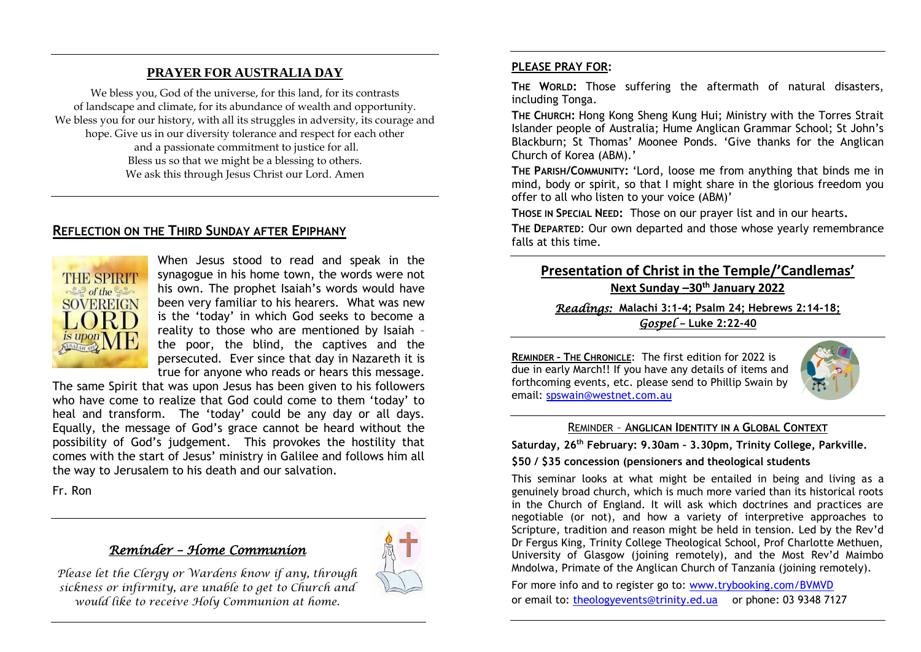## PRAYER FOR AUSTRALIA DAY

We bless you, God of the universe, for this land, for its contrasts
of landscape and climate, for its abundance of wealth and opportunity.
We bless you for our history, with all its struggles in adversity, its courage and hope. Give us in our diversity tolerance and respect for each other
and a passionate commitment to justice for all.
Bless us so that we might be a blessing to others.
We ask this through Jesus Christ our Lord. Amen

## REFLECTION ON THE THIRD SUNDAY AFTER EPIPHANY

THE SPIRIT of the SOVEREIGN LORD is upon ME

When Jesus stood to read and speak in the synagogue in his home town, the words were not his own. The prophet Isaiah's words would have been very familiar to his hearers. What was new is the 'today' in which God seeks to become a reality to those who are mentioned by Isaiah – the poor, the blind, the captives and the persecuted. Ever since that day in Nazareth it is true for anyone who reads or hears this message. The same Spirit that was upon Jesus has been given to his followers who have come to realize that God could come to them 'today' to heal and transform. The 'today' could be any day or all days. Equally, the message of God's grace cannot be heard without the possibility of God's judgement. This provokes the hostility that comes with the start of Jesus' ministry in Galilee and follows him all the way to Jerusalem to his death and our salvation.

Fr. Ron

### *Reminder – Home Communion*

*Please let the Clergy or Wardens know if any, through sickness or infirmity, are unable to get to Church and would like to receive Holy Communion at home.*

**PLEASE PRAY FOR:**

**THE WORLD:** Those suffering the aftermath of natural disasters, including Tonga.

**THE CHURCH:** Hong Kong Sheng Kung Hui; Ministry with the Torres Strait Islander people of Australia; Hume Anglican Grammar School; St John's Blackburn; St Thomas' Moonee Ponds. 'Give thanks for the Anglican Church of Korea (ABM).'

**THE PARISH/COMMUNITY:** 'Lord, loose me from anything that binds me in mind, body or spirit, so that I might share in the glorious freedom you offer to all who listen to your voice (ABM)'

**THOSE IN SPECIAL NEED:** Those on our prayer list and in our hearts.

**THE DEPARTED:** Our own departed and those whose yearly remembrance falls at this time.

## Presentation of Christ in the Temple/'Candlemas'

**Next Sunday –30th January 2022**

*Readings:* **Malachi 3:1-4; Psalm 24; Hebrews 2:14-18;**
*Gospel* **– Luke 2:22-40**

**REMINDER – THE CHRONICLE:** The first edition for 2022 is due in early March!! If you have any details of items and forthcoming events, etc. please send to Phillip Swain by email: spswain@westnet.com.au

**REMINDER – ANGLICAN IDENTITY IN A GLOBAL CONTEXT**

**Saturday, 26th February: 9.30am – 3.30pm, Trinity College, Parkville.**

**$50 / $35 concession (pensioners and theological students**

This seminar looks at what might be entailed in being and living as a genuinely broad church, which is much more varied than its historical roots in the Church of England. It will ask which doctrines and practices are negotiable (or not), and how a variety of interpretive approaches to Scripture, tradition and reason might be held in tension. Led by the Rev'd Dr Fergus King, Trinity College Theological School, Prof Charlotte Methuen, University of Glasgow (joining remotely), and the Most Rev'd Maimbo Mndolwa, Primate of the Anglican Church of Tanzania (joining remotely).

For more info and to register go to: www.trybooking.com/BVMVD
or email to: theologyevents@trinity.ed.ua or phone: 03 9348 7127